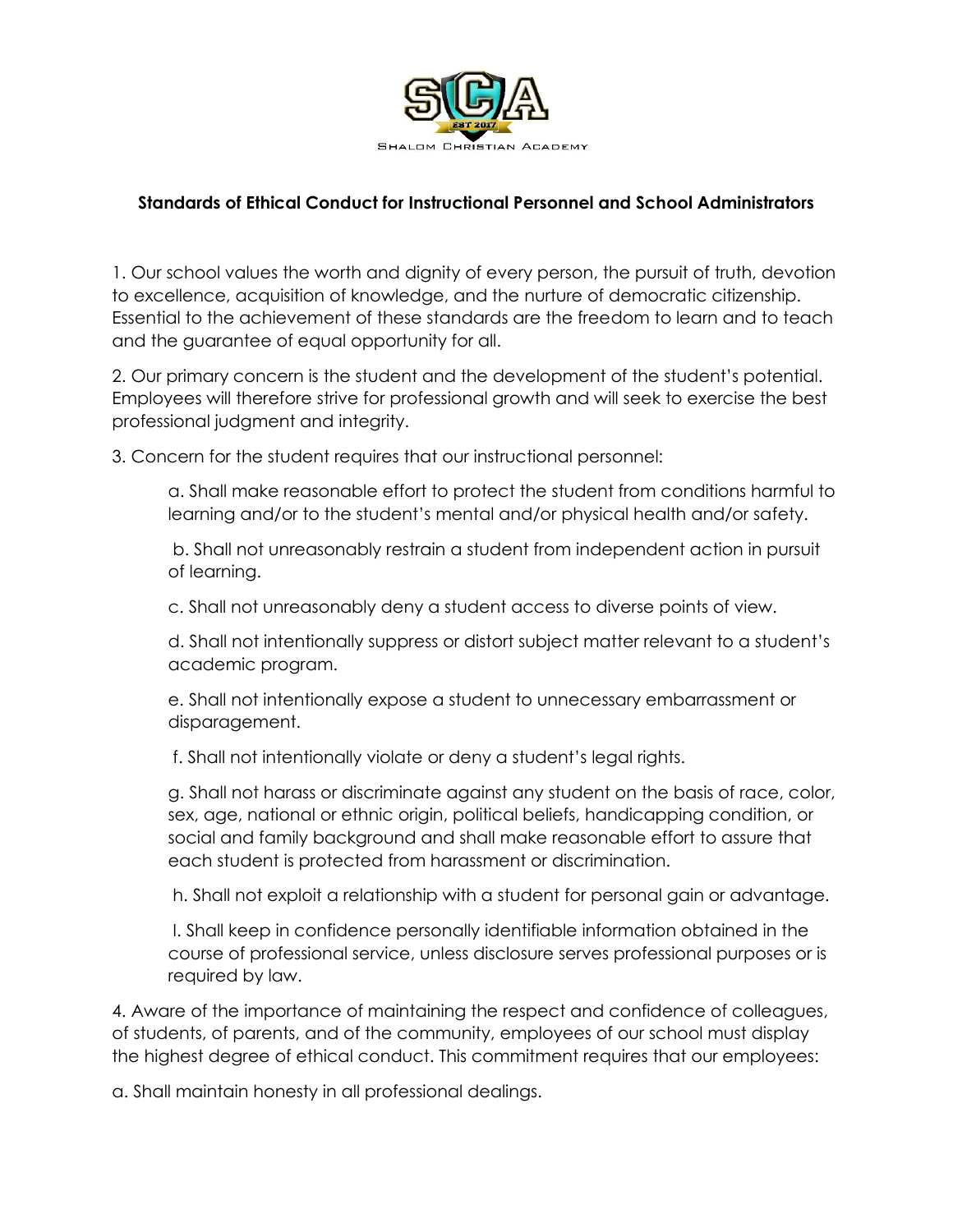SCA
EST 2017
Shalom Christian Academy

**Standards of Ethical Conduct for Instructional Personnel and School Administrators**

1. Our school values the worth and dignity of every person, the pursuit of truth, devotion to excellence, acquisition of knowledge, and the nurture of democratic citizenship. Essential to the achievement of these standards are the freedom to learn and to teach and the guarantee of equal opportunity for all.

2. Our primary concern is the student and the development of the student's potential. Employees will therefore strive for professional growth and will seek to exercise the best professional judgment and integrity.

3. Concern for the student requires that our instructional personnel:

  a. Shall make reasonable effort to protect the student from conditions harmful to learning and/or to the student's mental and/or physical health and/or safety.

  b. Shall not unreasonably restrain a student from independent action in pursuit of learning.

  c. Shall not unreasonably deny a student access to diverse points of view.

  d. Shall not intentionally suppress or distort subject matter relevant to a student's academic program.

  e. Shall not intentionally expose a student to unnecessary embarrassment or disparagement.

  f. Shall not intentionally violate or deny a student's legal rights.

  g. Shall not harass or discriminate against any student on the basis of race, color, sex, age, national or ethnic origin, political beliefs, handicapping condition, or social and family background and shall make reasonable effort to assure that each student is protected from harassment or discrimination.

  h. Shall not exploit a relationship with a student for personal gain or advantage.

  I. Shall keep in confidence personally identifiable information obtained in the course of professional service, unless disclosure serves professional purposes or is required by law.

4. Aware of the importance of maintaining the respect and confidence of colleagues, of students, of parents, and of the community, employees of our school must display the highest degree of ethical conduct. This commitment requires that our employees:

a. Shall maintain honesty in all professional dealings.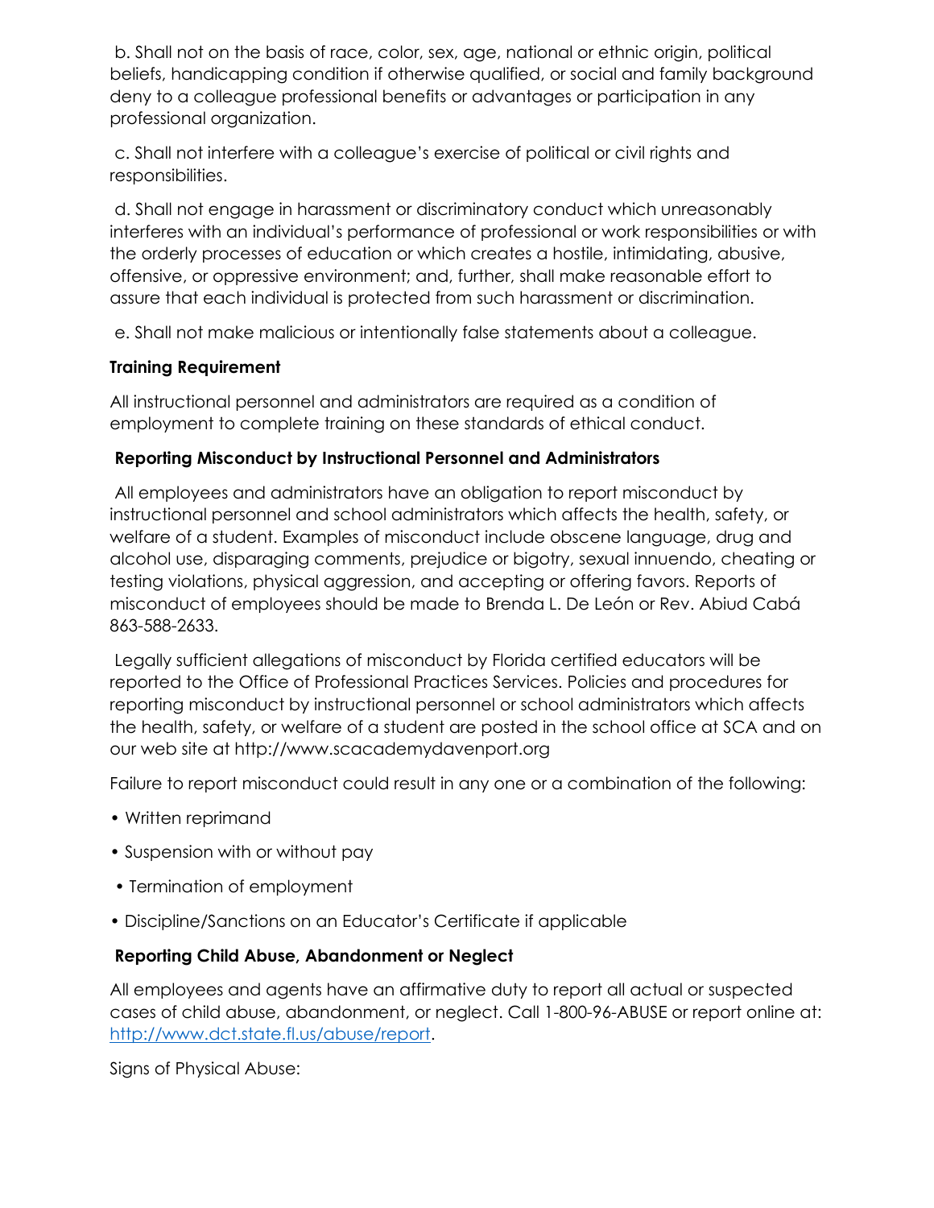b. Shall not on the basis of race, color, sex, age, national or ethnic origin, political beliefs, handicapping condition if otherwise qualified, or social and family background deny to a colleague professional benefits or advantages or participation in any professional organization.

c. Shall not interfere with a colleague's exercise of political or civil rights and responsibilities.

d. Shall not engage in harassment or discriminatory conduct which unreasonably interferes with an individual's performance of professional or work responsibilities or with the orderly processes of education or which creates a hostile, intimidating, abusive, offensive, or oppressive environment; and, further, shall make reasonable effort to assure that each individual is protected from such harassment or discrimination.

e. Shall not make malicious or intentionally false statements about a colleague.

**Training Requirement**

All instructional personnel and administrators are required as a condition of employment to complete training on these standards of ethical conduct.

**Reporting Misconduct by Instructional Personnel and Administrators**

All employees and administrators have an obligation to report misconduct by instructional personnel and school administrators which affects the health, safety, or welfare of a student. Examples of misconduct include obscene language, drug and alcohol use, disparaging comments, prejudice or bigotry, sexual innuendo, cheating or testing violations, physical aggression, and accepting or offering favors. Reports of misconduct of employees should be made to Brenda L. De León or Rev. Abiud Cabá 863-588-2633.

Legally sufficient allegations of misconduct by Florida certified educators will be reported to the Office of Professional Practices Services. Policies and procedures for reporting misconduct by instructional personnel or school administrators which affects the health, safety, or welfare of a student are posted in the school office at SCA and on our web site at http://www.scacademydavenport.org

Failure to report misconduct could result in any one or a combination of the following:

- Written reprimand
- Suspension with or without pay
- Termination of employment
- Discipline/Sanctions on an Educator's Certificate if applicable

**Reporting Child Abuse, Abandonment or Neglect**

All employees and agents have an affirmative duty to report all actual or suspected cases of child abuse, abandonment, or neglect. Call 1-800-96-ABUSE or report online at: [http://www.dct.state.fl.us/abuse/report](http://www.dct.state.fl.us/abuse/report).

Signs of Physical Abuse: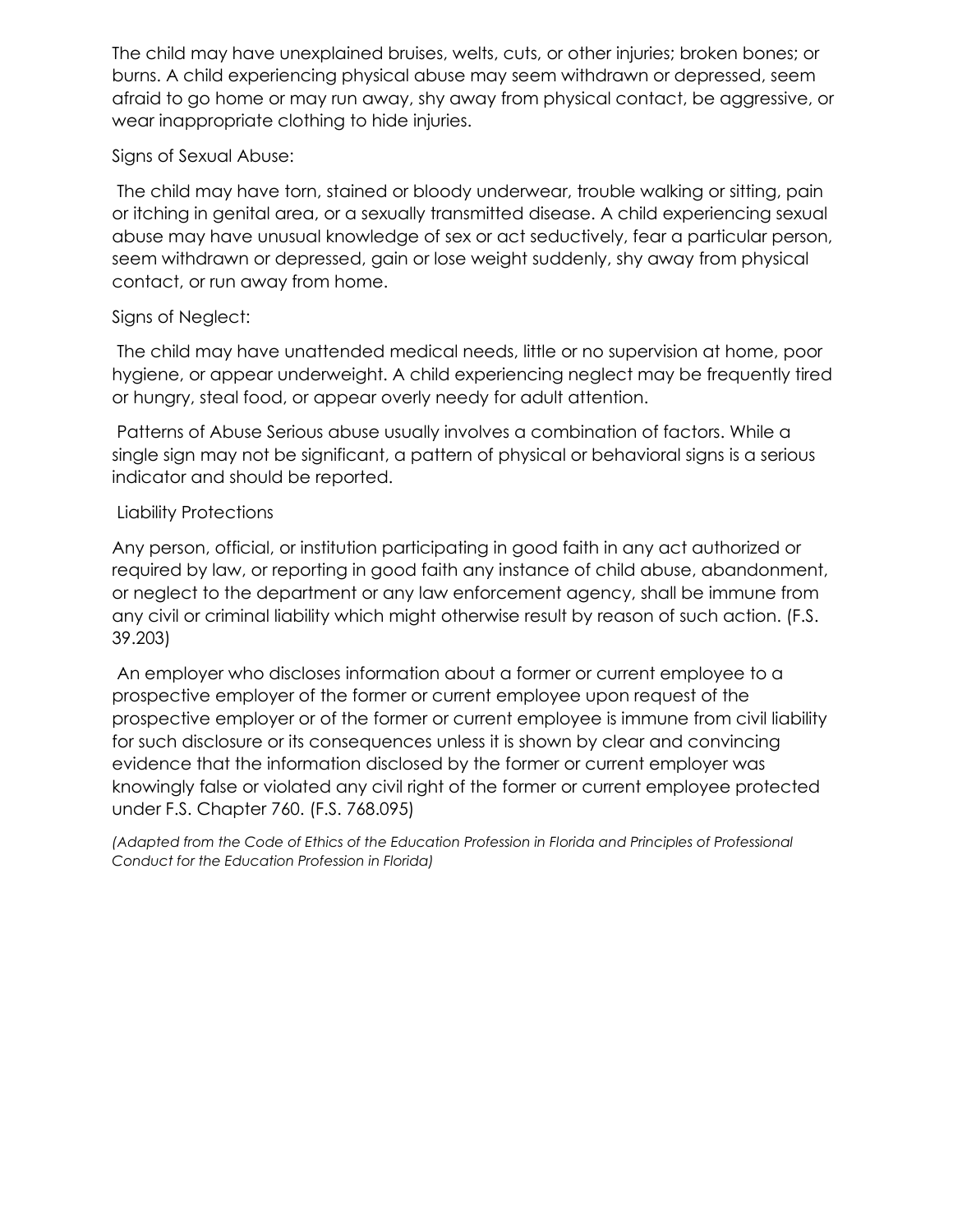The child may have unexplained bruises, welts, cuts, or other injuries; broken bones; or burns. A child experiencing physical abuse may seem withdrawn or depressed, seem afraid to go home or may run away, shy away from physical contact, be aggressive, or wear inappropriate clothing to hide injuries.

Signs of Sexual Abuse:

The child may have torn, stained or bloody underwear, trouble walking or sitting, pain or itching in genital area, or a sexually transmitted disease. A child experiencing sexual abuse may have unusual knowledge of sex or act seductively, fear a particular person, seem withdrawn or depressed, gain or lose weight suddenly, shy away from physical contact, or run away from home.

Signs of Neglect:

The child may have unattended medical needs, little or no supervision at home, poor hygiene, or appear underweight. A child experiencing neglect may be frequently tired or hungry, steal food, or appear overly needy for adult attention.

Patterns of Abuse Serious abuse usually involves a combination of factors. While a single sign may not be significant, a pattern of physical or behavioral signs is a serious indicator and should be reported.

Liability Protections

Any person, official, or institution participating in good faith in any act authorized or required by law, or reporting in good faith any instance of child abuse, abandonment, or neglect to the department or any law enforcement agency, shall be immune from any civil or criminal liability which might otherwise result by reason of such action. (F.S. 39.203)

An employer who discloses information about a former or current employee to a prospective employer of the former or current employee upon request of the prospective employer or of the former or current employee is immune from civil liability for such disclosure or its consequences unless it is shown by clear and convincing evidence that the information disclosed by the former or current employer was knowingly false or violated any civil right of the former or current employee protected under F.S. Chapter 760. (F.S. 768.095)

*(Adapted from the Code of Ethics of the Education Profession in Florida and Principles of Professional Conduct for the Education Profession in Florida)*